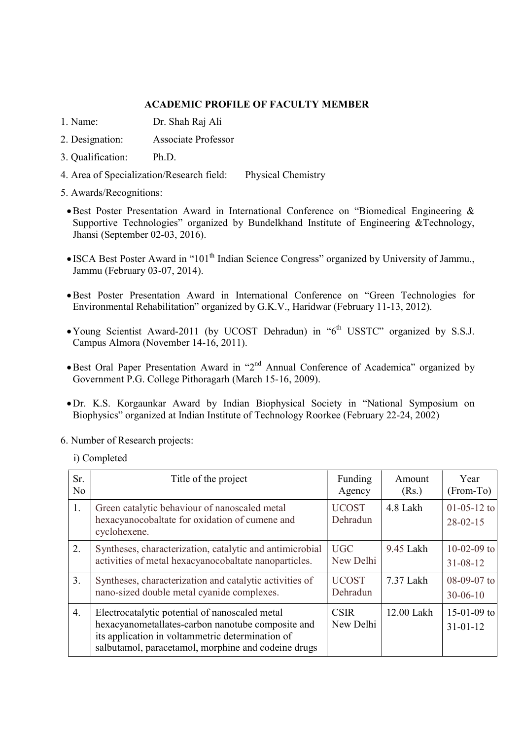## ACADEMIC PROFILE OF FACULTY MEMBER

1. Name: Dr. Shah Raj Ali
2. Designation: Associate Professor
3. Qualification: Ph.D.
4. Area of Specialization/Research field: Physical Chemistry
5. Awards/Recognitions:

- Best Poster Presentation Award in International Conference on "Biomedical Engineering & Supportive Technologies" organized by Bundelkhand Institute of Engineering &Technology, Jhansi (September 02-03, 2016).
- ISCA Best Poster Award in "101th Indian Science Congress" organized by University of Jammu., Jammu (February 03-07, 2014).
- Best Poster Presentation Award in International Conference on "Green Technologies for Environmental Rehabilitation" organized by G.K.V., Haridwar (February 11-13, 2012).
- Young Scientist Award-2011 (by UCOST Dehradun) in "6th USSTC" organized by S.S.J. Campus Almora (November 14-16, 2011).
- Best Oral Paper Presentation Award in "2nd Annual Conference of Academica" organized by Government P.G. College Pithoragarh (March 15-16, 2009).
- Dr. K.S. Korgaunkar Award by Indian Biophysical Society in "National Symposium on Biophysics" organized at Indian Institute of Technology Roorkee (February 22-24, 2002)

6. Number of Research projects:

i) Completed

| Sr. No | Title of the project | Funding Agency | Amount (Rs.) | Year (From-To) |
|---|---|---|---|---|
| 1. | Green catalytic behaviour of nanoscaled metal hexacyanocobaltate for oxidation of cumene and cyclohexene. | UCOST Dehradun | 4.8 Lakh | 01-05-12 to 28-02-15 |
| 2. | Syntheses, characterization, catalytic and antimicrobial activities of metal hexacyanocobaltate nanoparticles. | UGC New Delhi | 9.45 Lakh | 10-02-09 to 31-08-12 |
| 3. | Syntheses, characterization and catalytic activities of nano-sized double metal cyanide complexes. | UCOST Dehradun | 7.37 Lakh | 08-09-07 to 30-06-10 |
| 4. | Electrocatalytic potential of nanoscaled metal hexacyanometallates-carbon nanotube composite and its application in voltammetric determination of salbutamol, paracetamol, morphine and codeine drugs | CSIR New Delhi | 12.00 Lakh | 15-01-09 to 31-01-12 |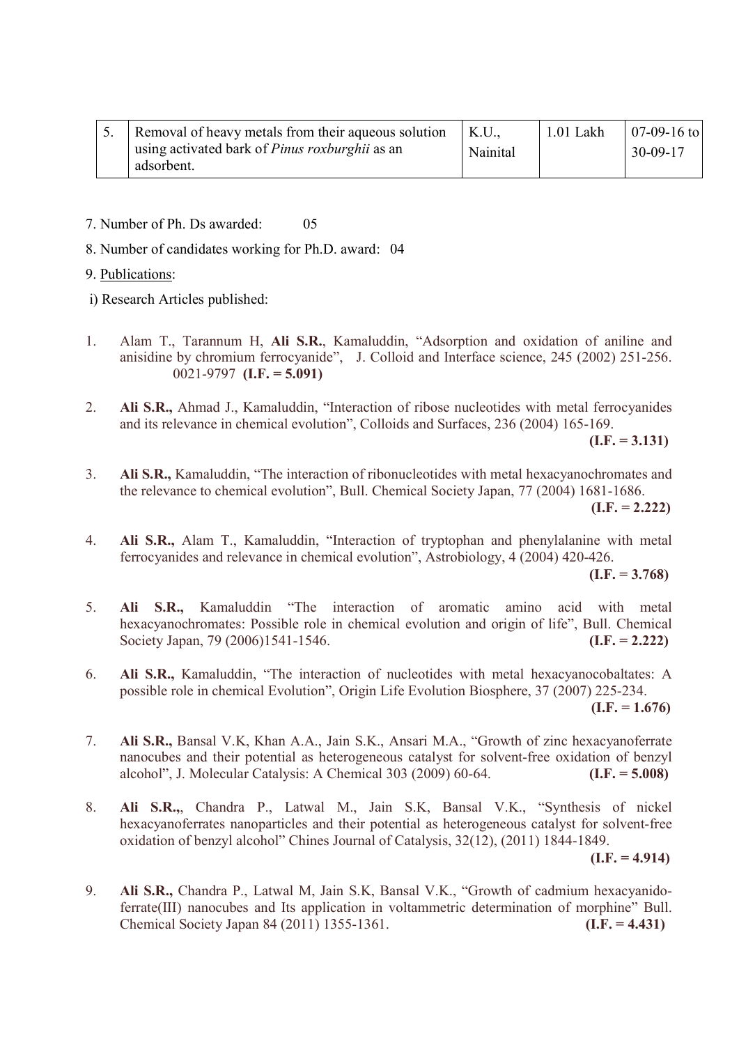| 5. | Removal of heavy metals from their aqueous solution using activated bark of *Pinus roxburghii* as an adsorbent. | K.U., Nainital | 1.01 Lakh | 07-09-16 to 30-09-17 |
|---|---|---|---|---|

7. Number of Ph. Ds awarded: 05

8. Number of candidates working for Ph.D. award: 04

9. Publications:

i) Research Articles published:

1. Alam T., Tarannum H, **Ali S.R.**, Kamaluddin, "Adsorption and oxidation of aniline and anisidine by chromium ferrocyanide", J. Colloid and Interface science, 245 (2002) 251-256. 0021-9797 **(I.F. = 5.091)**

2. **Ali S.R.,** Ahmad J., Kamaluddin, "Interaction of ribose nucleotides with metal ferrocyanides and its relevance in chemical evolution", Colloids and Surfaces, 236 (2004) 165-169. **(I.F. = 3.131)**

3. **Ali S.R.,** Kamaluddin, "The interaction of ribonucleotides with metal hexacyanochromates and the relevance to chemical evolution", Bull. Chemical Society Japan, 77 (2004) 1681-1686. **(I.F. = 2.222)**

4. **Ali S.R.,** Alam T., Kamaluddin, "Interaction of tryptophan and phenylalanine with metal ferrocyanides and relevance in chemical evolution", Astrobiology, 4 (2004) 420-426. **(I.F. = 3.768)**

5. **Ali S.R.,** Kamaluddin "The interaction of aromatic amino acid with metal hexacyanochromates: Possible role in chemical evolution and origin of life", Bull. Chemical Society Japan, 79 (2006)1541-1546. **(I.F. = 2.222)**

6. **Ali S.R.,** Kamaluddin, "The interaction of nucleotides with metal hexacyanocobaltates: A possible role in chemical Evolution", Origin Life Evolution Biosphere, 37 (2007) 225-234. **(I.F. = 1.676)**

7. **Ali S.R.,** Bansal V.K, Khan A.A., Jain S.K., Ansari M.A., "Growth of zinc hexacyanoferrate nanocubes and their potential as heterogeneous catalyst for solvent-free oxidation of benzyl alcohol", J. Molecular Catalysis: A Chemical 303 (2009) 60-64. **(I.F. = 5.008)**

8. **Ali S.R.,**, Chandra P., Latwal M., Jain S.K, Bansal V.K., "Synthesis of nickel hexacyanoferrates nanoparticles and their potential as heterogeneous catalyst for solvent-free oxidation of benzyl alcohol" Chines Journal of Catalysis, 32(12), (2011) 1844-1849. **(I.F. = 4.914)**

9. **Ali S.R.,** Chandra P., Latwal M, Jain S.K, Bansal V.K., "Growth of cadmium hexacyanido-ferrate(III) nanocubes and Its application in voltammetric determination of morphine" Bull. Chemical Society Japan 84 (2011) 1355-1361. **(I.F. = 4.431)**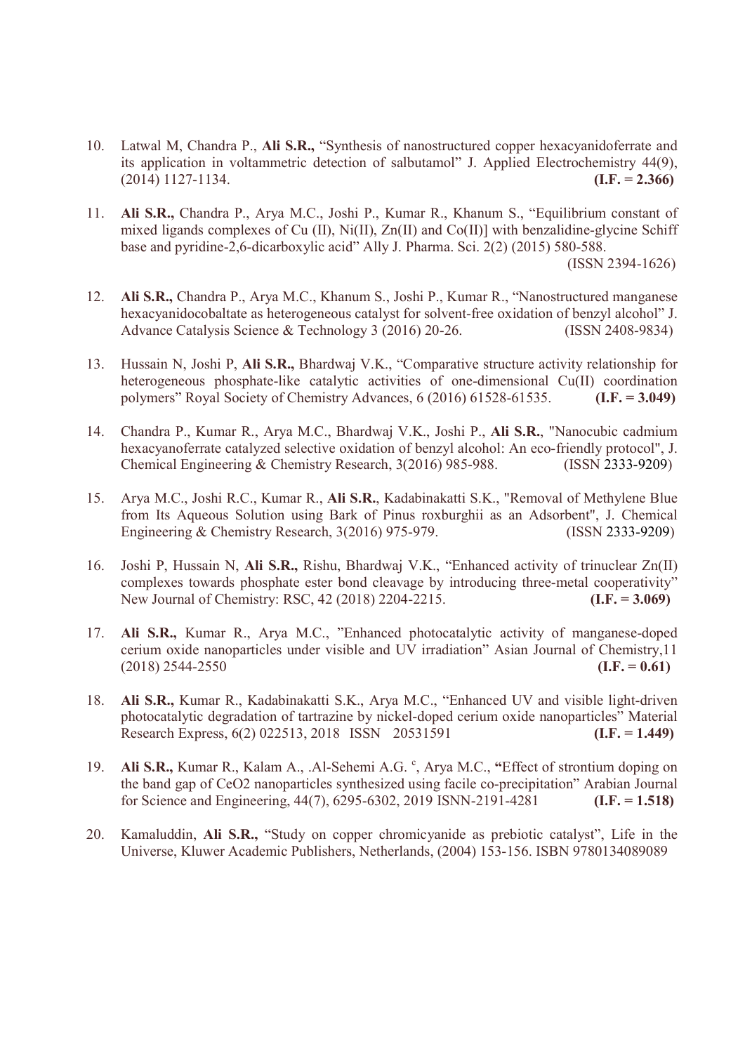10. Latwal M, Chandra P., **Ali S.R.,** "Synthesis of nanostructured copper hexacyanidoferrate and its application in voltammetric detection of salbutamol" J. Applied Electrochemistry 44(9), (2014) 1127-1134. **(I.F. = 2.366)**

11. **Ali S.R.,** Chandra P., Arya M.C., Joshi P., Kumar R., Khanum S., "Equilibrium constant of mixed ligands complexes of Cu (II), Ni(II), Zn(II) and Co(II)] with benzalidine-glycine Schiff base and pyridine-2,6-dicarboxylic acid" Ally J. Pharma. Sci. 2(2) (2015) 580-588. (ISSN 2394-1626)

12. **Ali S.R.,** Chandra P., Arya M.C., Khanum S., Joshi P., Kumar R., "Nanostructured manganese hexacyanidocobaltate as heterogeneous catalyst for solvent-free oxidation of benzyl alcohol" J. Advance Catalysis Science & Technology 3 (2016) 20-26. (ISSN 2408-9834)

13. Hussain N, Joshi P, **Ali S.R.,** Bhardwaj V.K., "Comparative structure activity relationship for heterogeneous phosphate-like catalytic activities of one-dimensional Cu(II) coordination polymers" Royal Society of Chemistry Advances, 6 (2016) 61528-61535. **(I.F. = 3.049)**

14. Chandra P., Kumar R., Arya M.C., Bhardwaj V.K., Joshi P., **Ali S.R.**, "Nanocubic cadmium hexacyanoferrate catalyzed selective oxidation of benzyl alcohol: An eco-friendly protocol", J. Chemical Engineering & Chemistry Research, 3(2016) 985-988. (ISSN 2333-9209)

15. Arya M.C., Joshi R.C., Kumar R., **Ali S.R.**, Kadabinakatti S.K., "Removal of Methylene Blue from Its Aqueous Solution using Bark of Pinus roxburghii as an Adsorbent", J. Chemical Engineering & Chemistry Research, 3(2016) 975-979. (ISSN 2333-9209)

16. Joshi P, Hussain N, **Ali S.R.,** Rishu, Bhardwaj V.K., "Enhanced activity of trinuclear Zn(II) complexes towards phosphate ester bond cleavage by introducing three-metal cooperativity" New Journal of Chemistry: RSC, 42 (2018) 2204-2215. **(I.F. = 3.069)**

17. **Ali S.R.,** Kumar R., Arya M.C., "Enhanced photocatalytic activity of manganese-doped cerium oxide nanoparticles under visible and UV irradiation" Asian Journal of Chemistry,11 (2018) 2544-2550 **(I.F. = 0.61)**

18. **Ali S.R.,** Kumar R., Kadabinakatti S.K., Arya M.C., "Enhanced UV and visible light-driven photocatalytic degradation of tartrazine by nickel-doped cerium oxide nanoparticles" Material Research Express, 6(2) 022513, 2018 ISSN 20531591 **(I.F. = 1.449)**

19. **Ali S.R.,** Kumar R., Kalam A., .Al-Sehemi A.G. [c], Arya M.C., **"**Effect of strontium doping on the band gap of $CeO_2$ nanoparticles synthesized using facile co-precipitation" Arabian Journal for Science and Engineering, 44(7), 6295-6302, 2019 ISNN-2191-4281 **(I.F. = 1.518)**

20. Kamaluddin, **Ali S.R.,** "Study on copper chromicyanide as prebiotic catalyst", Life in the Universe, Kluwer Academic Publishers, Netherlands, (2004) 153-156. ISBN 9780134089089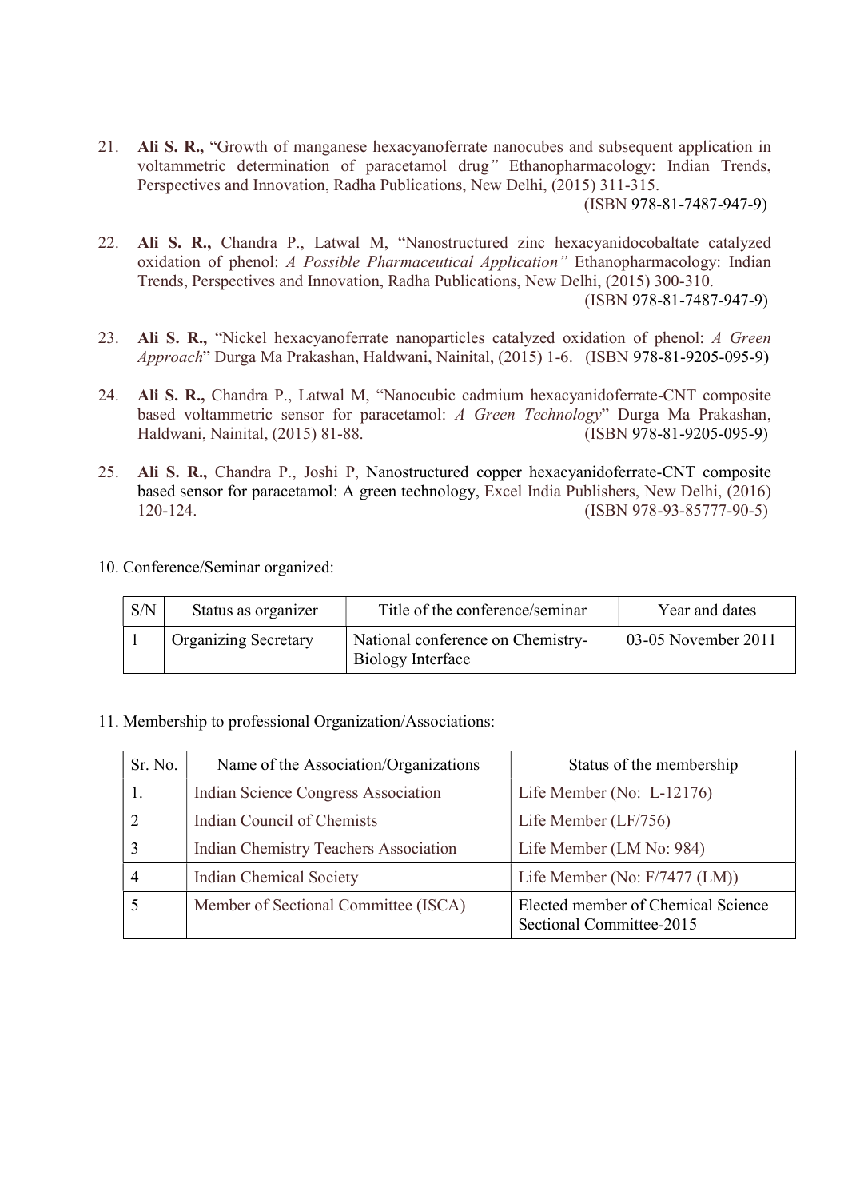21. **Ali S. R.,** "Growth of manganese hexacyanoferrate nanocubes and subsequent application in voltammetric determination of paracetamol drug*"* Ethanopharmacology: Indian Trends, Perspectives and Innovation, Radha Publications, New Delhi, (2015) 311-315. (ISBN 978-81-7487-947-9)

22. **Ali S. R.,** Chandra P., Latwal M, "Nanostructured zinc hexacyanidocobaltate catalyzed oxidation of phenol: *A Possible Pharmaceutical Application"* Ethanopharmacology: Indian Trends, Perspectives and Innovation, Radha Publications, New Delhi, (2015) 300-310. (ISBN 978-81-7487-947-9)

23. **Ali S. R.,** "Nickel hexacyanoferrate nanoparticles catalyzed oxidation of phenol: *A Green Approach*" Durga Ma Prakashan, Haldwani, Nainital, (2015) 1-6. (ISBN 978-81-9205-095-9)

24. **Ali S. R.,** Chandra P., Latwal M, "Nanocubic cadmium hexacyanidoferrate-CNT composite based voltammetric sensor for paracetamol: *A Green Technology*" Durga Ma Prakashan, Haldwani, Nainital, (2015) 81-88. (ISBN 978-81-9205-095-9)

25. **Ali S. R.,** Chandra P., Joshi P, Nanostructured copper hexacyanidoferrate-CNT composite based sensor for paracetamol: A green technology, Excel India Publishers, New Delhi, (2016) 120-124. (ISBN 978-93-85777-90-5)

10. Conference/Seminar organized:

| S/N | Status as organizer | Title of the conference/seminar | Year and dates |
|---|---|---|---|
| 1 | Organizing Secretary | National conference on Chemistry-Biology Interface | 03-05 November 2011 |

11. Membership to professional Organization/Associations:

| Sr. No. | Name of the Association/Organizations | Status of the membership |
|---|---|---|
| 1. | Indian Science Congress Association | Life Member (No: L-12176) |
| 2 | Indian Council of Chemists | Life Member (LF/756) |
| 3 | Indian Chemistry Teachers Association | Life Member (LM No: 984) |
| 4 | Indian Chemical Society | Life Member (No: F/7477 (LM)) |
| 5 | Member of Sectional Committee (ISCA) | Elected member of Chemical Science Sectional Committee-2015 |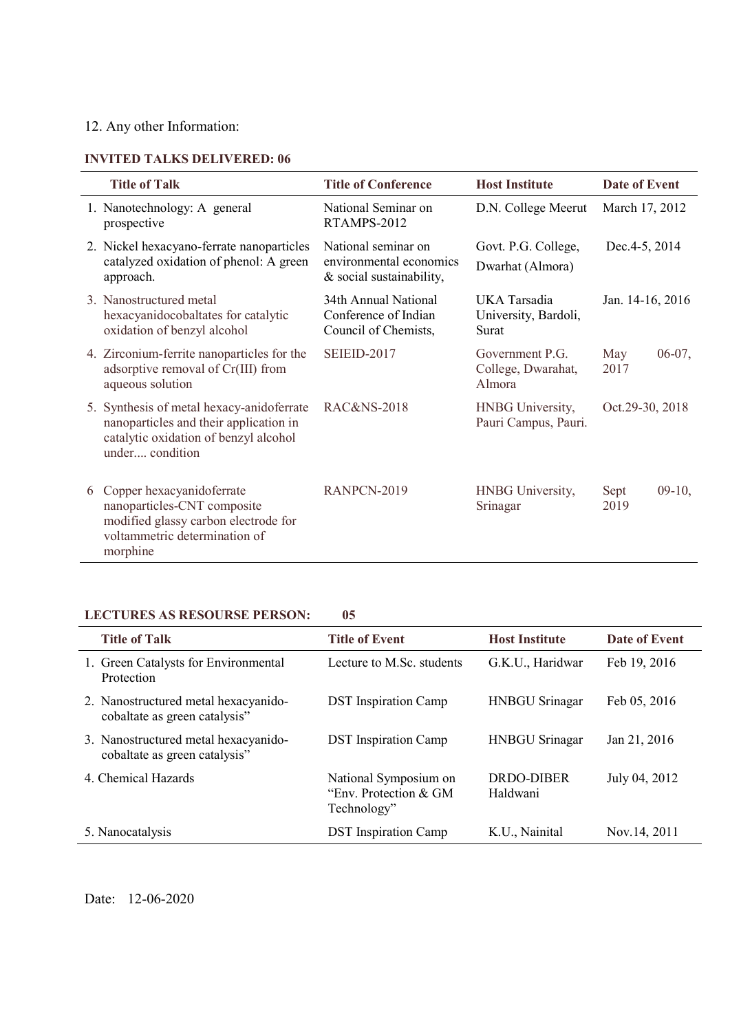12. Any other Information:

**INVITED TALKS DELIVERED: 06**

| Title of Talk | Title of Conference | Host Institute | Date of Event |
|---|---|---|---|
| 1. Nanotechnology: A general prospective | National Seminar on RTAMPS-2012 | D.N. College Meerut | March 17, 2012 |
| 2. Nickel hexacyano-ferrate nanoparticles catalyzed oxidation of phenol: A green approach. | National seminar on environmental economics & social sustainability, | Govt. P.G. College, Dwarhat (Almora) | Dec.4-5, 2014 |
| 3. Nanostructured metal hexacyanidocobaltates for catalytic oxidation of benzyl alcohol | 34th Annual National Conference of Indian Council of Chemists, | UKA Tarsadia University, Bardoli, Surat | Jan. 14-16, 2016 |
| 4. Zirconium-ferrite nanoparticles for the adsorptive removal of Cr(III) from aqueous solution | SEIEID-2017 | Government P.G. College, Dwarahat, Almora | May 06-07, 2017 |
| 5. Synthesis of metal hexacy-anidoferrate nanoparticles and their application in catalytic oxidation of benzyl alcohol under.... condition | RAC&NS-2018 | HNBG University, Pauri Campus, Pauri. | Oct.29-30, 2018 |
| 6 Copper hexacyanidoferrate nanoparticles-CNT composite modified glassy carbon electrode for voltammetric determination of morphine | RANPCN-2019 | HNBG University, Srinagar | Sept 09-10, 2019 |

**LECTURES AS RESOURSE PERSON: 05**

| Title of Talk | Title of Event | Host Institute | Date of Event |
|---|---|---|---|
| 1. Green Catalysts for Environmental Protection | Lecture to M.Sc. students | G.K.U., Haridwar | Feb 19, 2016 |
| 2. Nanostructured metal hexacyanido-cobaltate as green catalysis" | DST Inspiration Camp | HNBGU Srinagar | Feb 05, 2016 |
| 3. Nanostructured metal hexacyanido-cobaltate as green catalysis" | DST Inspiration Camp | HNBGU Srinagar | Jan 21, 2016 |
| 4. Chemical Hazards | National Symposium on "Env. Protection & GM Technology" | DRDO-DIBER Haldwani | July 04, 2012 |
| 5. Nanocatalysis | DST Inspiration Camp | K.U., Nainital | Nov.14, 2011 |

Date: 12-06-2020